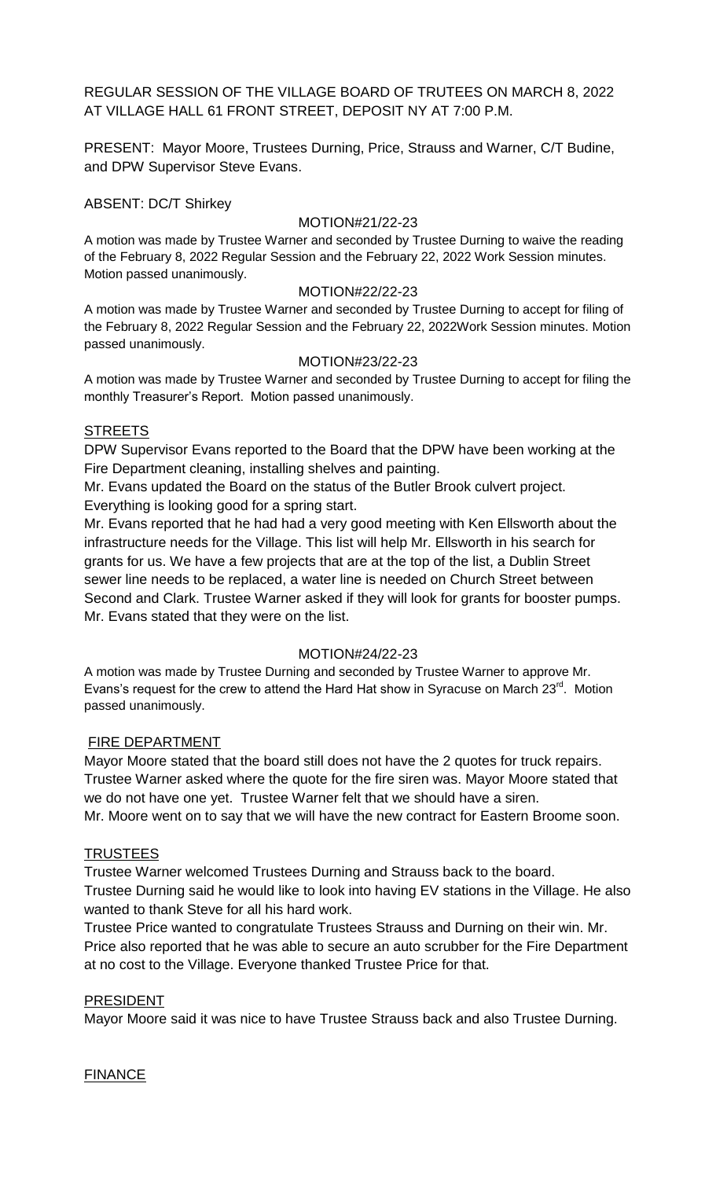REGULAR SESSION OF THE VILLAGE BOARD OF TRUTEES ON MARCH 8, 2022 AT VILLAGE HALL 61 FRONT STREET, DEPOSIT NY AT 7:00 P.M.

PRESENT: Mayor Moore, Trustees Durning, Price, Strauss and Warner, C/T Budine, and DPW Supervisor Steve Evans.

ABSENT: DC/T Shirkey

MOTION#21/22-23

A motion was made by Trustee Warner and seconded by Trustee Durning to waive the reading of the February 8, 2022 Regular Session and the February 22, 2022 Work Session minutes. Motion passed unanimously.

MOTION#22/22-23

A motion was made by Trustee Warner and seconded by Trustee Durning to accept for filing of the February 8, 2022 Regular Session and the February 22, 2022Work Session minutes. Motion passed unanimously.

MOTION#23/22-23

A motion was made by Trustee Warner and seconded by Trustee Durning to accept for filing the monthly Treasurer's Report. Motion passed unanimously.

STREETS

DPW Supervisor Evans reported to the Board that the DPW have been working at the Fire Department cleaning, installing shelves and painting.

Mr. Evans updated the Board on the status of the Butler Brook culvert project. Everything is looking good for a spring start.

Mr. Evans reported that he had had a very good meeting with Ken Ellsworth about the infrastructure needs for the Village. This list will help Mr. Ellsworth in his search for grants for us. We have a few projects that are at the top of the list, a Dublin Street sewer line needs to be replaced, a water line is needed on Church Street between Second and Clark. Trustee Warner asked if they will look for grants for booster pumps. Mr. Evans stated that they were on the list.

MOTION#24/22-23

A motion was made by Trustee Durning and seconded by Trustee Warner to approve Mr. Evans's request for the crew to attend the Hard Hat show in Syracuse on March 23rd. Motion passed unanimously.

FIRE DEPARTMENT

Mayor Moore stated that the board still does not have the 2 quotes for truck repairs. Trustee Warner asked where the quote for the fire siren was. Mayor Moore stated that we do not have one yet. Trustee Warner felt that we should have a siren.

Mr. Moore went on to say that we will have the new contract for Eastern Broome soon.

TRUSTEES

Trustee Warner welcomed Trustees Durning and Strauss back to the board.

Trustee Durning said he would like to look into having EV stations in the Village. He also wanted to thank Steve for all his hard work.

Trustee Price wanted to congratulate Trustees Strauss and Durning on their win. Mr. Price also reported that he was able to secure an auto scrubber for the Fire Department at no cost to the Village. Everyone thanked Trustee Price for that.

PRESIDENT

Mayor Moore said it was nice to have Trustee Strauss back and also Trustee Durning.

FINANCE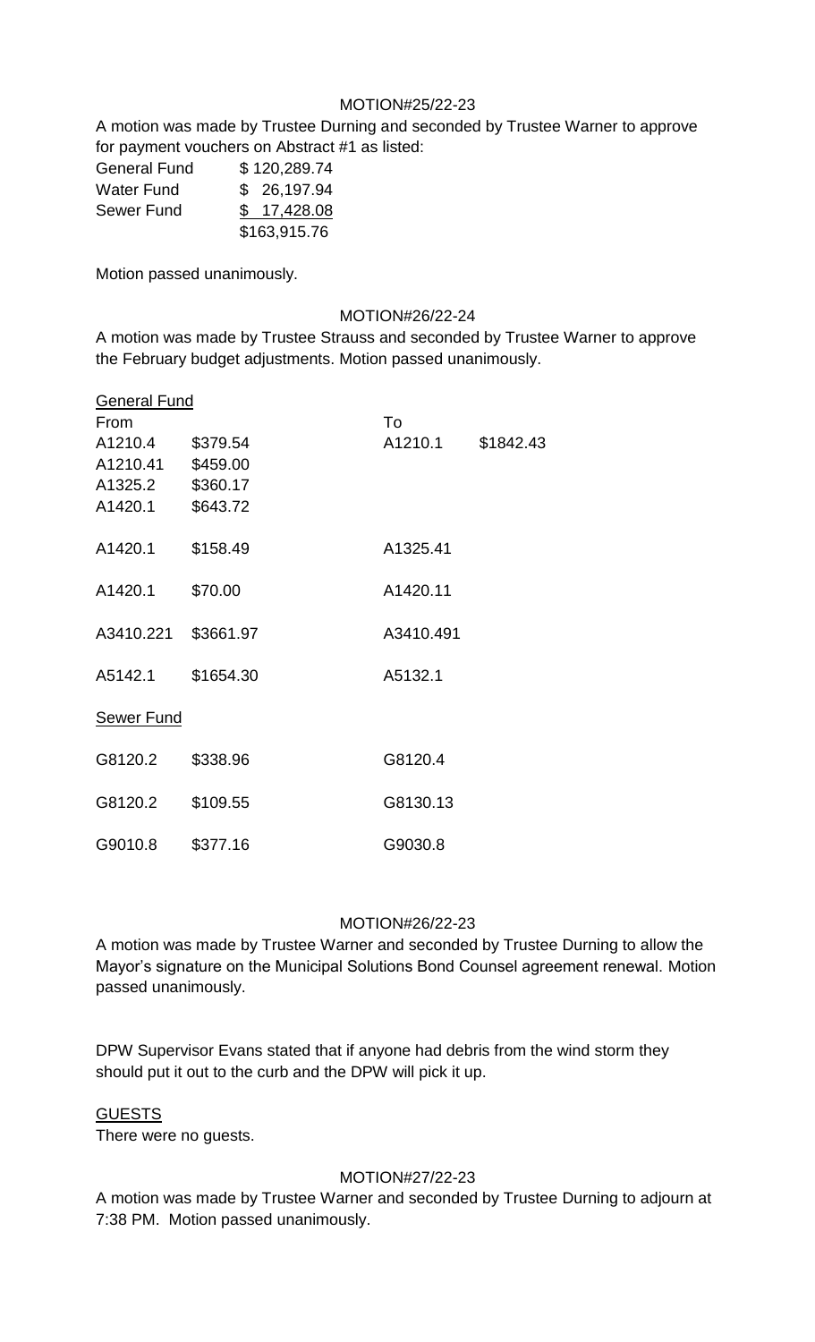MOTION#25/22-23

A motion was made by Trustee Durning and seconded by Trustee Warner to approve for payment vouchers on Abstract #1 as listed:

| | |
|---|---|
| General Fund | $ 120,289.74 |
| Water Fund | $ 26,197.94 |
| Sewer Fund | $ 17,428.08 |
| | $163,915.76 |

Motion passed unanimously.

MOTION#26/22-24

A motion was made by Trustee Strauss and seconded by Trustee Warner to approve the February budget adjustments. Motion passed unanimously.

General Fund

| From | | To | |
|---|---|---|---|
| A1210.4 | $379.54 | A1210.1 | $1842.43 |
| A1210.41 | $459.00 | | |
| A1325.2 | $360.17 | | |
| A1420.1 | $643.72 | | |
| A1420.1 | $158.49 | A1325.41 | |
| A1420.1 | $70.00 | A1420.11 | |
| A3410.221 | $3661.97 | A3410.491 | |
| A5142.1 | $1654.30 | A5132.1 | |

Sewer Fund

| | | | |
|---|---|---|---|
| G8120.2 | $338.96 | G8120.4 | |
| G8120.2 | $109.55 | G8130.13 | |
| G9010.8 | $377.16 | G9030.8 | |

MOTION#26/22-23

A motion was made by Trustee Warner and seconded by Trustee Durning to allow the Mayor's signature on the Municipal Solutions Bond Counsel agreement renewal. Motion passed unanimously.

DPW Supervisor Evans stated that if anyone had debris from the wind storm they should put it out to the curb and the DPW will pick it up.

GUESTS

There were no guests.

MOTION#27/22-23

A motion was made by Trustee Warner and seconded by Trustee Durning to adjourn at 7:38 PM. Motion passed unanimously.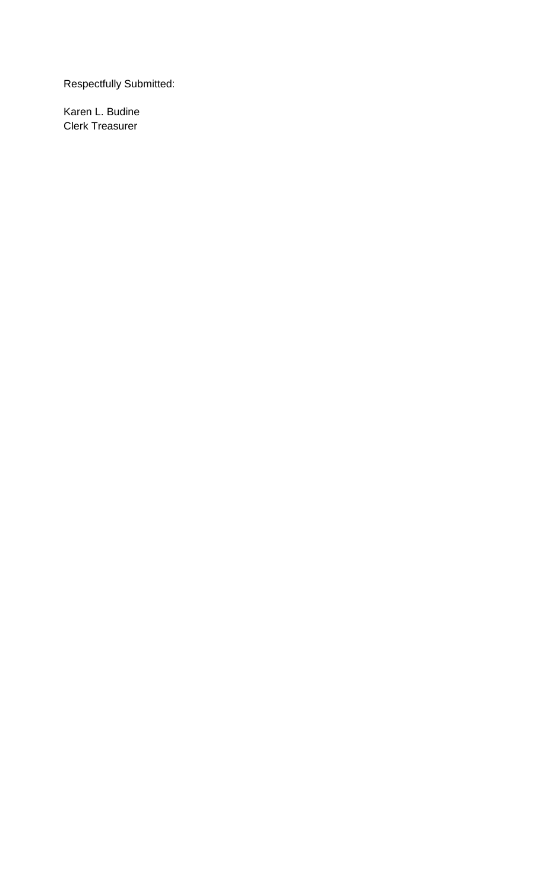Respectfully Submitted:

Karen L. Budine
Clerk Treasurer